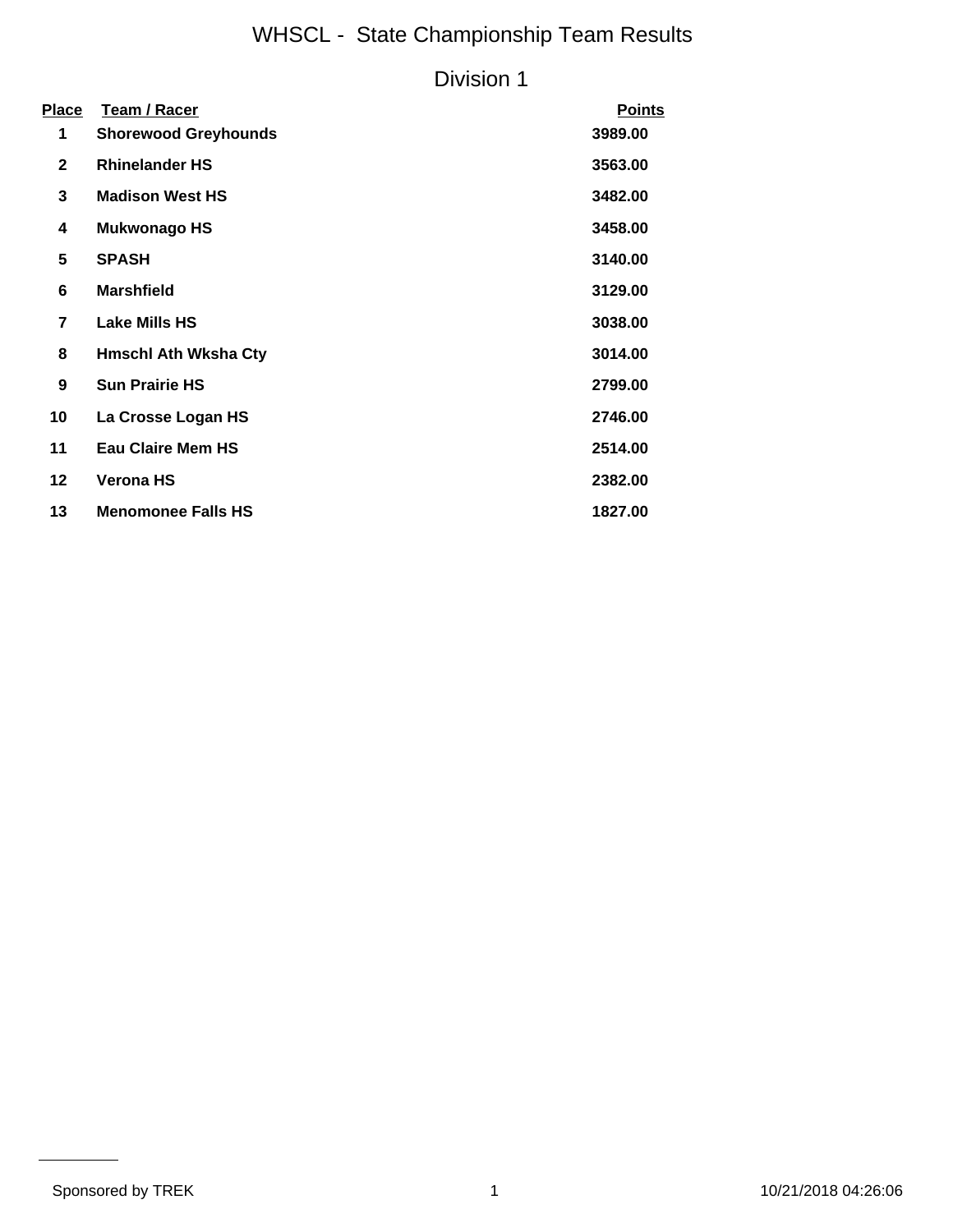# WHSCL - State Championship Team Results

## Division 1

| Place | Team / Racer | Points |
|---|---|---|
| 1 | **Shorewood Greyhounds** | **3989.00** |
| 2 | **Rhinelander HS** | **3563.00** |
| 3 | **Madison West HS** | **3482.00** |
| 4 | **Mukwonago HS** | **3458.00** |
| 5 | **SPASH** | **3140.00** |
| 6 | **Marshfield** | **3129.00** |
| 7 | **Lake Mills HS** | **3038.00** |
| 8 | **Hmschl Ath Wksha Cty** | **3014.00** |
| 9 | **Sun Prairie HS** | **2799.00** |
| 10 | **La Crosse Logan HS** | **2746.00** |
| 11 | **Eau Claire Mem HS** | **2514.00** |
| 12 | **Verona HS** | **2382.00** |
| 13 | **Menomonee Falls HS** | **1827.00** |

Sponsored by TREK

10/21/2018 04:26:06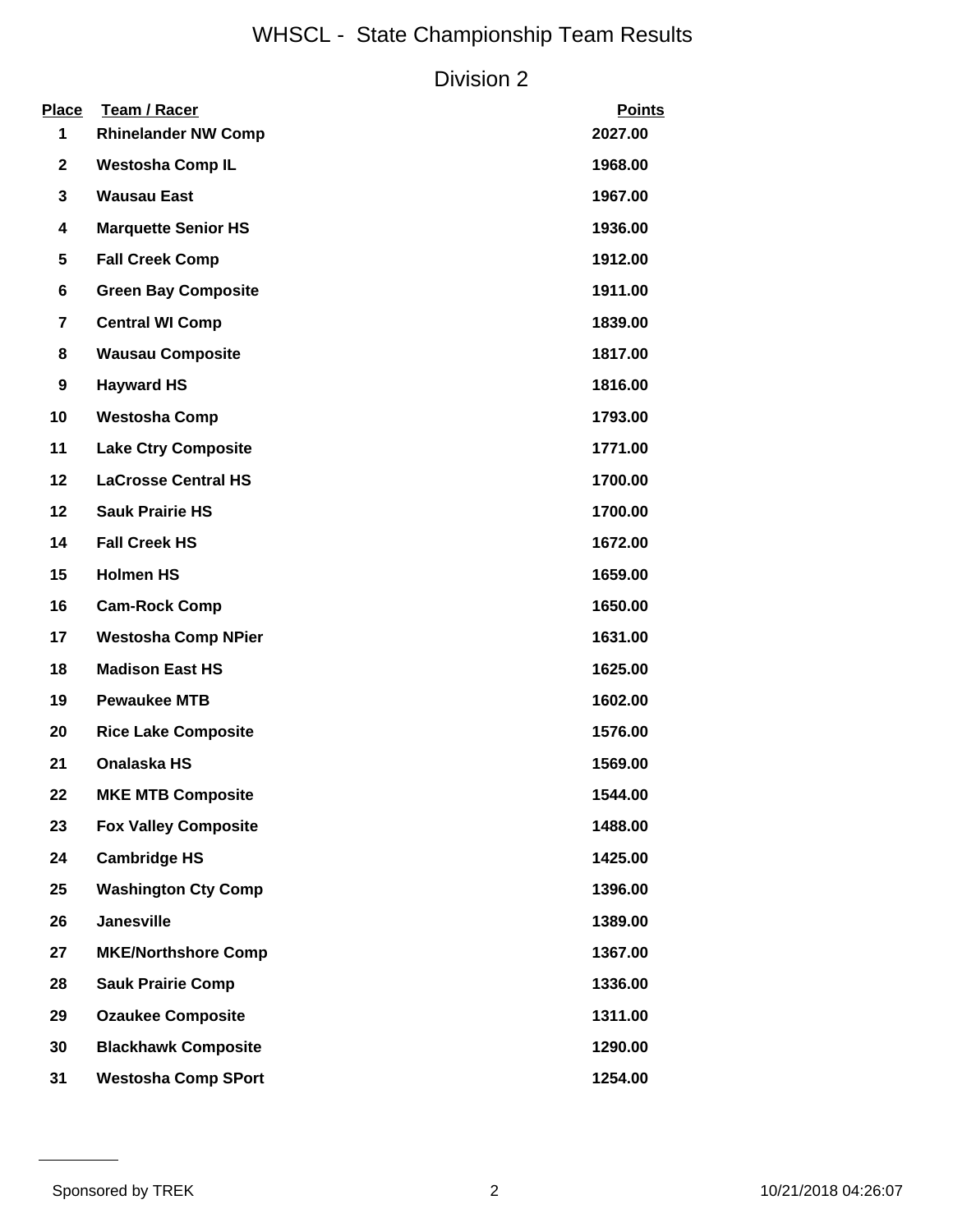# WHSCL - State Championship Team Results

## Division 2

| Place | Team / Racer | Points |
|---|---|---|
| 1 | **Rhinelander NW Comp** | **2027.00** |
| 2 | **Westosha Comp IL** | **1968.00** |
| 3 | **Wausau East** | **1967.00** |
| 4 | **Marquette Senior HS** | **1936.00** |
| 5 | **Fall Creek Comp** | **1912.00** |
| 6 | **Green Bay Composite** | **1911.00** |
| 7 | **Central WI Comp** | **1839.00** |
| 8 | **Wausau Composite** | **1817.00** |
| 9 | **Hayward HS** | **1816.00** |
| 10 | **Westosha Comp** | **1793.00** |
| 11 | **Lake Ctry Composite** | **1771.00** |
| 12 | **LaCrosse Central HS** | **1700.00** |
| 12 | **Sauk Prairie HS** | **1700.00** |
| 14 | **Fall Creek HS** | **1672.00** |
| 15 | **Holmen HS** | **1659.00** |
| 16 | **Cam-Rock Comp** | **1650.00** |
| 17 | **Westosha Comp NPier** | **1631.00** |
| 18 | **Madison East HS** | **1625.00** |
| 19 | **Pewaukee MTB** | **1602.00** |
| 20 | **Rice Lake Composite** | **1576.00** |
| 21 | **Onalaska HS** | **1569.00** |
| 22 | **MKE MTB Composite** | **1544.00** |
| 23 | **Fox Valley Composite** | **1488.00** |
| 24 | **Cambridge HS** | **1425.00** |
| 25 | **Washington Cty Comp** | **1396.00** |
| 26 | **Janesville** | **1389.00** |
| 27 | **MKE/Northshore Comp** | **1367.00** |
| 28 | **Sauk Prairie Comp** | **1336.00** |
| 29 | **Ozaukee Composite** | **1311.00** |
| 30 | **Blackhawk Composite** | **1290.00** |
| 31 | **Westosha Comp SPort** | **1254.00** |

Sponsored by TREK

10/21/2018 04:26:07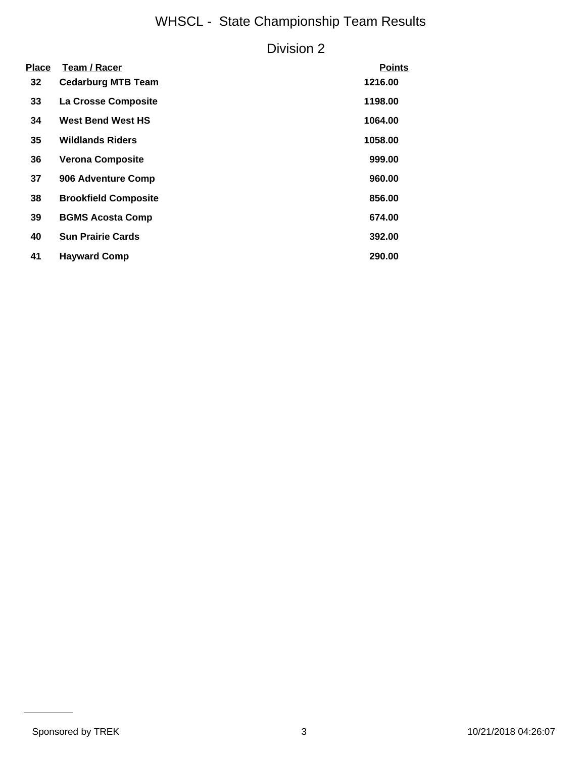# WHSCL - State Championship Team Results

## Division 2

| Place | Team / Racer | Points |
|---|---|---|
| 32 | **Cedarburg MTB Team** | **1216.00** |
| 33 | **La Crosse Composite** | **1198.00** |
| 34 | **West Bend West HS** | **1064.00** |
| 35 | **Wildlands Riders** | **1058.00** |
| 36 | **Verona Composite** | **999.00** |
| 37 | **906 Adventure Comp** | **960.00** |
| 38 | **Brookfield Composite** | **856.00** |
| 39 | **BGMS Acosta Comp** | **674.00** |
| 40 | **Sun Prairie Cards** | **392.00** |
| 41 | **Hayward Comp** | **290.00** |

Sponsored by TREK

10/21/2018 04:26:07